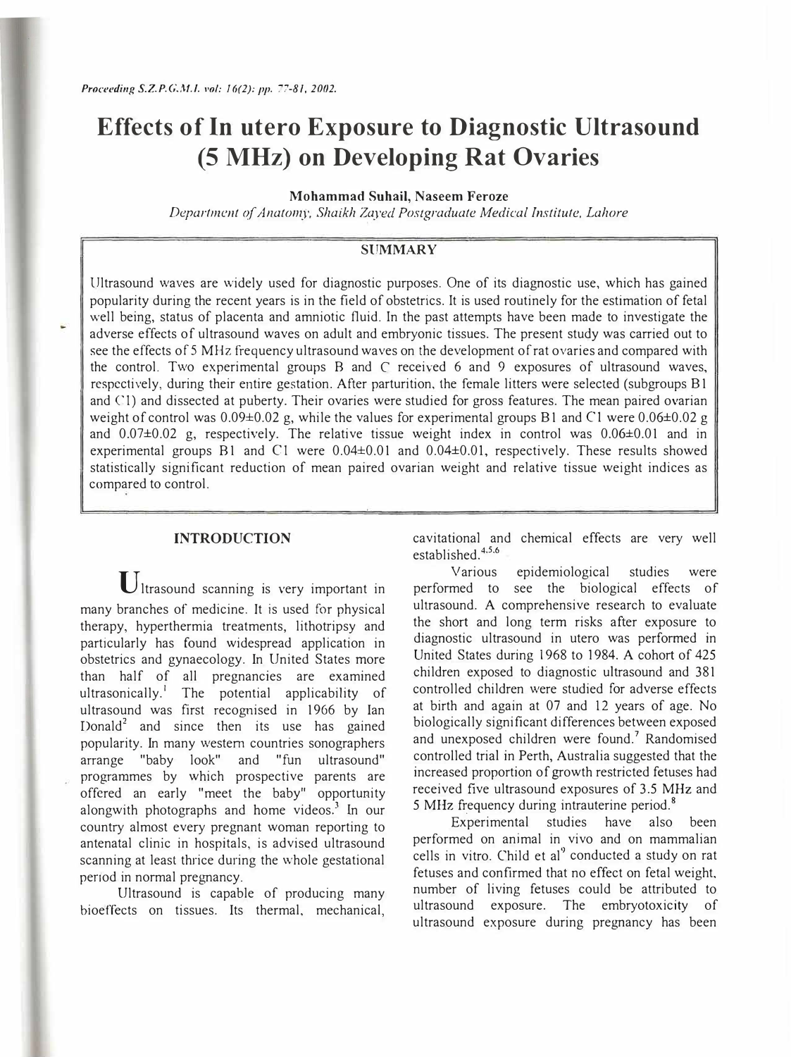# Effects of In utero Exposure to Diagnostic Ultrasound (5 MHz) on Developing Rat Ovaries

**Mohammad Suhail, Naseem Feroze**

*Department of Anatomy, Shaikh Zayed Postgraduate Medical Institute, Lahore*

## SUMMARY

Ultrasound waves are widely used for diagnostic purposes. One of its diagnostic use, which has gained popularity during the recent years is in the field of obstetrics. It is used routinely for the estimation of fetal well being, status of placenta and amniotic fluid. In the past attempts have been made to investigate the adverse effects of ultrasound waves on adult and embryonic tissues. The present study was carried out to see the effects of 5 MHz frequency ultrasound waves on the development of rat ovaries and compared with the control. Two experimental groups B and C received 6 and 9 exposures of ultrasound waves, respectively, during their entire gestation. After parturition, the female litters were selected (subgroups B1 and C1) and dissected at puberty. Their ovaries were studied for gross features. The mean paired ovarian weight of control was $0.09 \pm 0.02$ g, while the values for experimental groups B1 and C1 were $0.06 \pm 0.02$ g and $0.07 \pm 0.02$ g, respectively. The relative tissue weight index in control was $0.06 \pm 0.01$ and in experimental groups B1 and C1 were $0.04 \pm 0.01$ and $0.04 \pm 0.01$, respectively. These results showed statistically significant reduction of mean paired ovarian weight and relative tissue weight indices as compared to control.

## INTRODUCTION

Ultrasound scanning is very important in many branches of medicine. It is used for physical therapy, hyperthermia treatments, lithotripsy and particularly has found widespread application in obstetrics and gynaecology. In United States more than half of all pregnancies are examined ultrasonically.[1] The potential applicability of ultrasound was first recognised in 1966 by Ian Donald[2] and since then its use has gained popularity. In many western countries sonographers arrange "baby look" and "fun ultrasound" programmes by which prospective parents are offered an early "meet the baby" opportunity alongwith photographs and home videos.[3] In our country almost every pregnant woman reporting to antenatal clinic in hospitals, is advised ultrasound scanning at least thrice during the whole gestational period in normal pregnancy.

Ultrasound is capable of producing many bioeffects on tissues. Its thermal, mechanical, cavitational and chemical effects are very well established.[4,5,6]

Various epidemiological studies were performed to see the biological effects of ultrasound. A comprehensive research to evaluate the short and long term risks after exposure to diagnostic ultrasound in utero was performed in United States during 1968 to 1984. A cohort of 425 children exposed to diagnostic ultrasound and 381 controlled children were studied for adverse effects at birth and again at 07 and 12 years of age. No biologically significant differences between exposed and unexposed children were found.[7] Randomised controlled trial in Perth, Australia suggested that the increased proportion of growth restricted fetuses had received five ultrasound exposures of 3.5 MHz and 5 MHz frequency during intrauterine period.[8]

Experimental studies have also been performed on animal in vivo and on mammalian cells in vitro. Child et al[9] conducted a study on rat fetuses and confirmed that no effect on fetal weight, number of living fetuses could be attributed to ultrasound exposure. The embryotoxicity of ultrasound exposure during pregnancy has been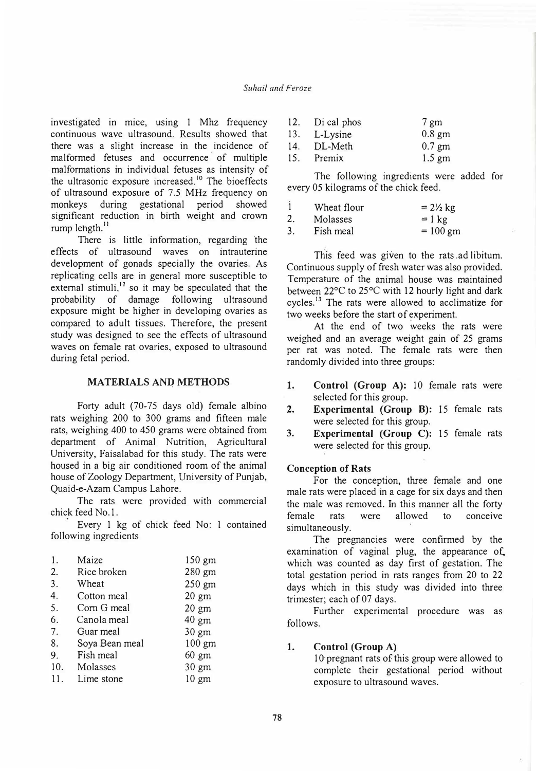investigated in mice, using 1 Mhz frequency continuous wave ultrasound. Results showed that there was a slight increase in the incidence of malformed fetuses and occurrence of multiple malformations in individual fetuses as intensity of the ultrasonic exposure increased.[10] The bioeffects of ultrasound exposure of 7.5 MHz frequency on monkeys during gestational period showed significant reduction in birth weight and crown rump length.[11]

There is little information, regarding the effects of ultrasound waves on intrauterine development of gonads specially the ovaries. As replicating cells are in general more susceptible to external stimuli,[12] so it may be speculated that the probability of damage following ultrasound exposure might be higher in developing ovaries as compared to adult tissues. Therefore, the present study was designed to see the effects of ultrasound waves on female rat ovaries, exposed to ultrasound during fetal period.

## MATERIALS AND METHODS

Forty adult (70-75 days old) female albino rats weighing 200 to 300 grams and fifteen male rats, weighing 400 to 450 grams were obtained from department of Animal Nutrition, Agricultural University, Faisalabad for this study. The rats were housed in a big air conditioned room of the animal house of Zoology Department, University of Punjab, Quaid-e-Azam Campus Lahore.

The rats were provided with commercial chick feed No.1.

Every 1 kg of chick feed No: 1 contained following ingredients

| | | |
|---|---|---|
| 1. | Maize | 150 gm |
| 2. | Rice broken | 280 gm |
| 3. | Wheat | 250 gm |
| 4. | Cotton meal | 20 gm |
| 5. | Corn G meal | 20 gm |
| 6. | Canola meal | 40 gm |
| 7. | Guar meal | 30 gm |
| 8. | Soya Bean meal | 100 gm |
| 9. | Fish meal | 60 gm |
| 10. | Molasses | 30 gm |
| 11. | Lime stone | 10 gm |
| 12. | Di cal phos | 7 gm |
| 13. | L-Lysine | 0.8 gm |
| 14. | DL-Meth | 0.7 gm |
| 15. | Premix | 1.5 gm |

The following ingredients were added for every 05 kilograms of the chick feed.

| | | |
|---|---|---|
| 1 | Wheat flour | = 2½ kg |
| 2. | Molasses | = 1 kg |
| 3. | Fish meal | = 100 gm |

This feed was given to the rats ad libitum. Continuous supply of fresh water was also provided. Temperature of the animal house was maintained between 22°C to 25°C with 12 hourly light and dark cycles.[13] The rats were allowed to acclimatize for two weeks before the start of experiment.

At the end of two weeks the rats were weighed and an average weight gain of 25 grams per rat was noted. The female rats were then randomly divided into three groups:

1. **Control (Group A):** 10 female rats were selected for this group.
2. **Experimental (Group B):** 15 female rats were selected for this group.
3. **Experimental (Group C):** 15 female rats were selected for this group.

### Conception of Rats

For the conception, three female and one male rats were placed in a cage for six days and then the male was removed. In this manner all the forty female rats were allowed to conceive simultaneously.

The pregnancies were confirmed by the examination of vaginal plug, the appearance of which was counted as day first of gestation. The total gestation period in rats ranges from 20 to 22 days which in this study was divided into three trimester; each of 07 days.

Further experimental procedure was as follows.

1. **Control (Group A)**
   10 pregnant rats of this group were allowed to complete their gestational period without exposure to ultrasound waves.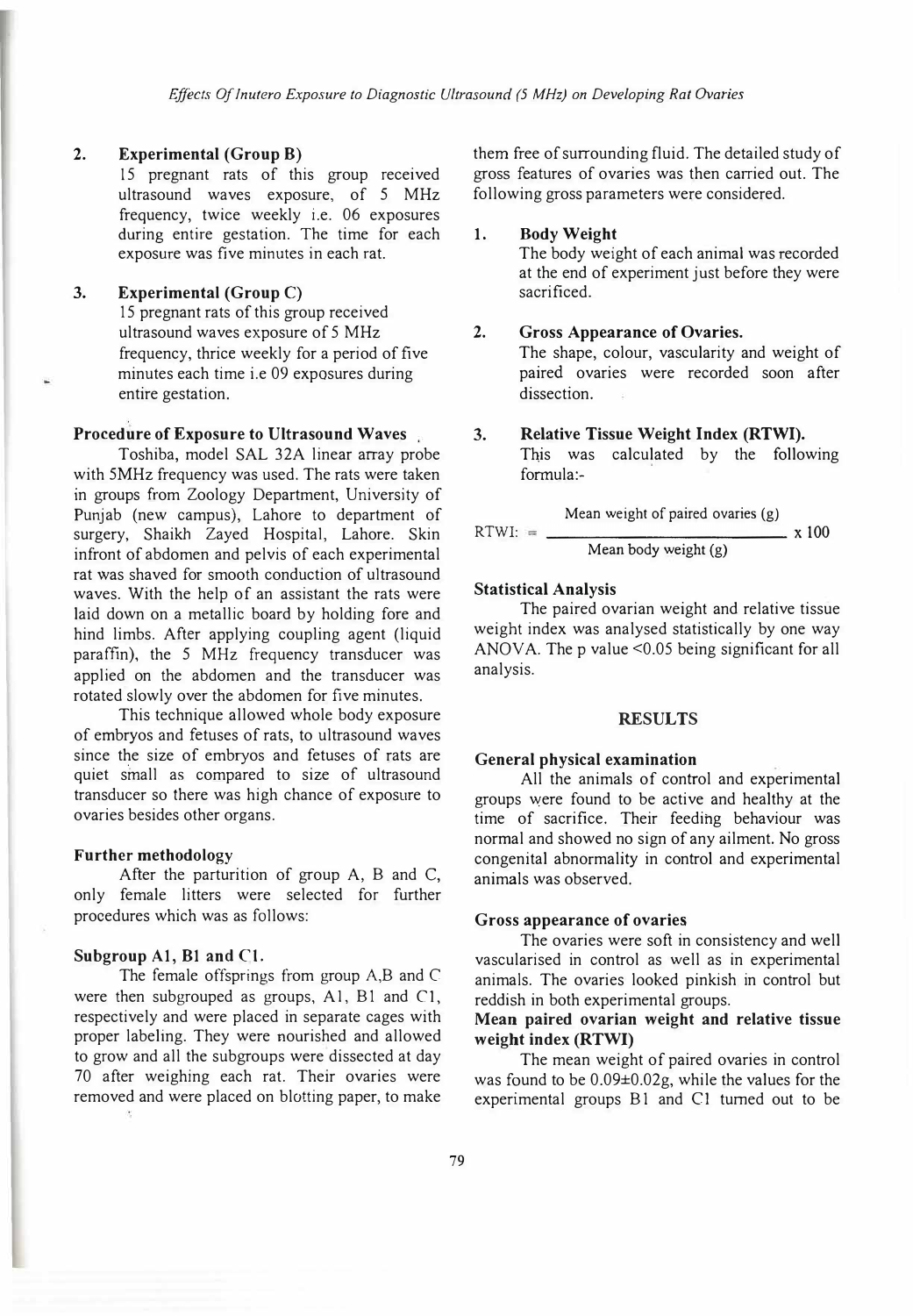2. **Experimental (Group B)**
   15 pregnant rats of this group received ultrasound waves exposure, of 5 MHz frequency, twice weekly i.e. 06 exposures during entire gestation. The time for each exposure was five minutes in each rat.

3. **Experimental (Group C)**
   15 pregnant rats of this group received ultrasound waves exposure of 5 MHz frequency, thrice weekly for a period of five minutes each time i.e 09 exposures during entire gestation.

**Procedure of Exposure to Ultrasound Waves**

Toshiba, model SAL 32A linear array probe with 5MHz frequency was used. The rats were taken in groups from Zoology Department, University of Punjab (new campus), Lahore to department of surgery, Shaikh Zayed Hospital, Lahore. Skin infront of abdomen and pelvis of each experimental rat was shaved for smooth conduction of ultrasound waves. With the help of an assistant the rats were laid down on a metallic board by holding fore and hind limbs. After applying coupling agent (liquid paraffin), the 5 MHz frequency transducer was applied on the abdomen and the transducer was rotated slowly over the abdomen for five minutes.

This technique allowed whole body exposure of embryos and fetuses of rats, to ultrasound waves since the size of embryos and fetuses of rats are quiet small as compared to size of ultrasound transducer so there was high chance of exposure to ovaries besides other organs.

**Further methodology**

After the parturition of group A, B and C, only female litters were selected for further procedures which was as follows:

**Subgroup A1, B1 and C1.**

The female offsprings from group A,B and C were then subgrouped as groups, A1, B1 and C1, respectively and were placed in separate cages with proper labeling. They were nourished and allowed to grow and all the subgroups were dissected at day 70 after weighing each rat. Their ovaries were removed and were placed on blotting paper, to make them free of surrounding fluid. The detailed study of gross features of ovaries was then carried out. The following gross parameters were considered.

1. **Body Weight**
   The body weight of each animal was recorded at the end of experiment just before they were sacrificed.

2. **Gross Appearance of Ovaries.**
   The shape, colour, vascularity and weight of paired ovaries were recorded soon after dissection.

3. **Relative Tissue Weight Index (RTWI).**
   This was calculated by the following formula:-

$$\text{RTWI:} = \frac{\text{Mean weight of paired ovaries (g)}}{\text{Mean body weight (g)}} \times 100$$

**Statistical Analysis**

The paired ovarian weight and relative tissue weight index was analysed statistically by one way ANOVA. The p value $<0.05$ being significant for all analysis.

## RESULTS

**General physical examination**

All the animals of control and experimental groups were found to be active and healthy at the time of sacrifice. Their feeding behaviour was normal and showed no sign of any ailment. No gross congenital abnormality in control and experimental animals was observed.

**Gross appearance of ovaries**

The ovaries were soft in consistency and well vascularised in control as well as in experimental animals. The ovaries looked pinkish in control but reddish in both experimental groups.

**Mean paired ovarian weight and relative tissue weight index (RTWI)**

The mean weight of paired ovaries in control was found to be $0.09\pm0.02$g, while the values for the experimental groups B1 and C1 turned out to be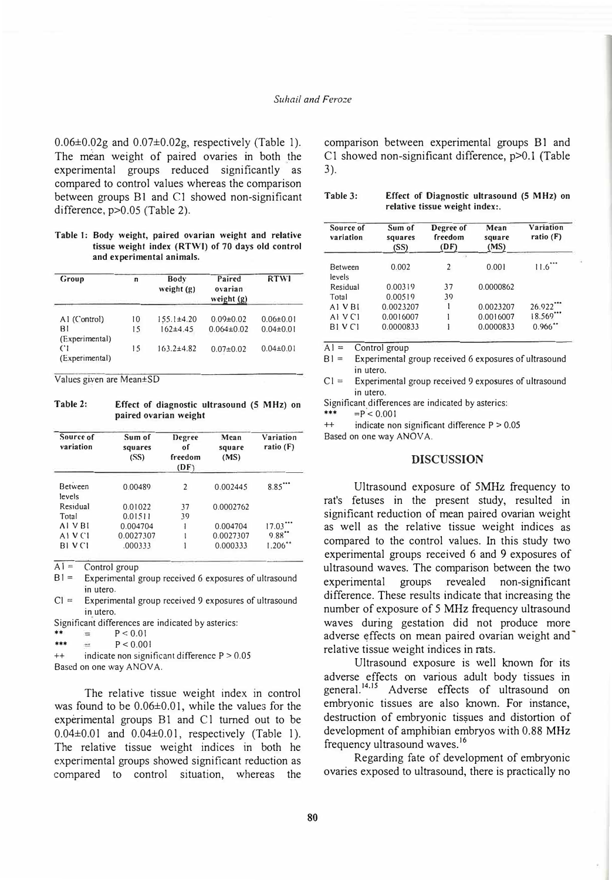0.06±0.02g and 0.07±0.02g, respectively (Table 1). The mean weight of paired ovaries in both the experimental groups reduced significantly as compared to control values whereas the comparison between groups B1 and C1 showed non-significant difference, p>0.05 (Table 2).

**Table 1: Body weight, paired ovarian weight and relative tissue weight index (RTWI) of 70 days old control and experimental animals.**

| Group | n | Body weight (g) | Paired ovarian weight (g) | RTWI |
|---|---|---|---|---|
| A1 (Control) | 10 | 155.1±4.20 | 0.09±0.02 | 0.06±0.01 |
| B1 (Experimental) | 15 | 162±4.45 | 0.064±0.02 | 0.04±0.01 |
| C1 (Experimental) | 15 | 163.2±4.82 | 0.07±0.02 | 0.04±0.01 |

Values given are Mean±SD

**Table 2: Effect of diagnostic ultrasound (5 MHz) on paired ovarian weight**

| Source of variation | Sum of squares (SS) | Degree of freedom (DF) | Mean square (MS) | Variation ratio (F) |
|---|---|---|---|---|
| Between levels | 0.00489 | 2 | 0.002445 | 8.85*** |
| Residual | 0.01022 | 37 | 0.0002762 | |
| Total | 0.01511 | 39 | | |
| A1 V B1 | 0.004704 | 1 | 0.004704 | 17.03*** |
| A1 V C1 | 0.0027307 | 1 | 0.0027307 | 9.88** |
| B1 V C1 | .000333 | 1 | 0.000333 | 1.206++ |

A1 = Control group

B1 = Experimental group received 6 exposures of ultrasound in utero.

C1 = Experimental group received 9 exposures of ultrasound in utero.

Significant differences are indicated by asterics:

** = P < 0.01

*** = P < 0.001

++ indicate non significant difference P > 0.05

Based on one way ANOVA.

The relative tissue weight index in control was found to be 0.06±0.01, while the values for the experimental groups B1 and C1 turned out to be 0.04±0.01 and 0.04±0.01, respectively (Table 1). The relative tissue weight indices in both he experimental groups showed significant reduction as compared to control situation, whereas the comparison between experimental groups B1 and C1 showed non-significant difference, p>0.1 (Table 3).

**Table 3: Effect of Diagnostic ultrasound (5 MHz) on relative tissue weight index:.**

| Source of variation | Sum of squares (SS) | Degree of freedom (DF) | Mean square (MS) | Variation ratio (F) |
|---|---|---|---|---|
| Between levels | 0.002 | 2 | 0.001 | 11.6*** |
| Residual | 0.00319 | 37 | 0.0000862 | |
| Total | 0.00519 | 39 | | |
| A1 V B1 | 0.0023207 | 1 | 0.0023207 | 26.922*** |
| A1 V C1 | 0.0016007 | 1 | 0.0016007 | 18.569*** |
| B1 V C1 | 0.0000833 | 1 | 0.0000833 | 0.966++ |

A1 = Control group

B1 = Experimental group received 6 exposures of ultrasound in utero.

C1 = Experimental group received 9 exposures of ultrasound in utero.

Significant differences are indicated by asterics:

*** =P < 0.001

++ indicate non significant difference P > 0.05

Based on one way ANOVA.

## DISCUSSION

Ultrasound exposure of 5MHz frequency to rat's fetuses in the present study, resulted in significant reduction of mean paired ovarian weight as well as the relative tissue weight indices as compared to the control values. In this study two experimental groups received 6 and 9 exposures of ultrasound waves. The comparison between the two experimental groups revealed non-significant difference. These results indicate that increasing the number of exposure of 5 MHz frequency ultrasound waves during gestation did not produce more adverse effects on mean paired ovarian weight and relative tissue weight indices in rats.

Ultrasound exposure is well known for its adverse effects on various adult body tissues in general.[14,15] Adverse effects of ultrasound on embryonic tissues are also known. For instance, destruction of embryonic tissues and distortion of development of amphibian embryos with 0.88 MHz frequency ultrasound waves.[16]

Regarding fate of development of embryonic ovaries exposed to ultrasound, there is practically no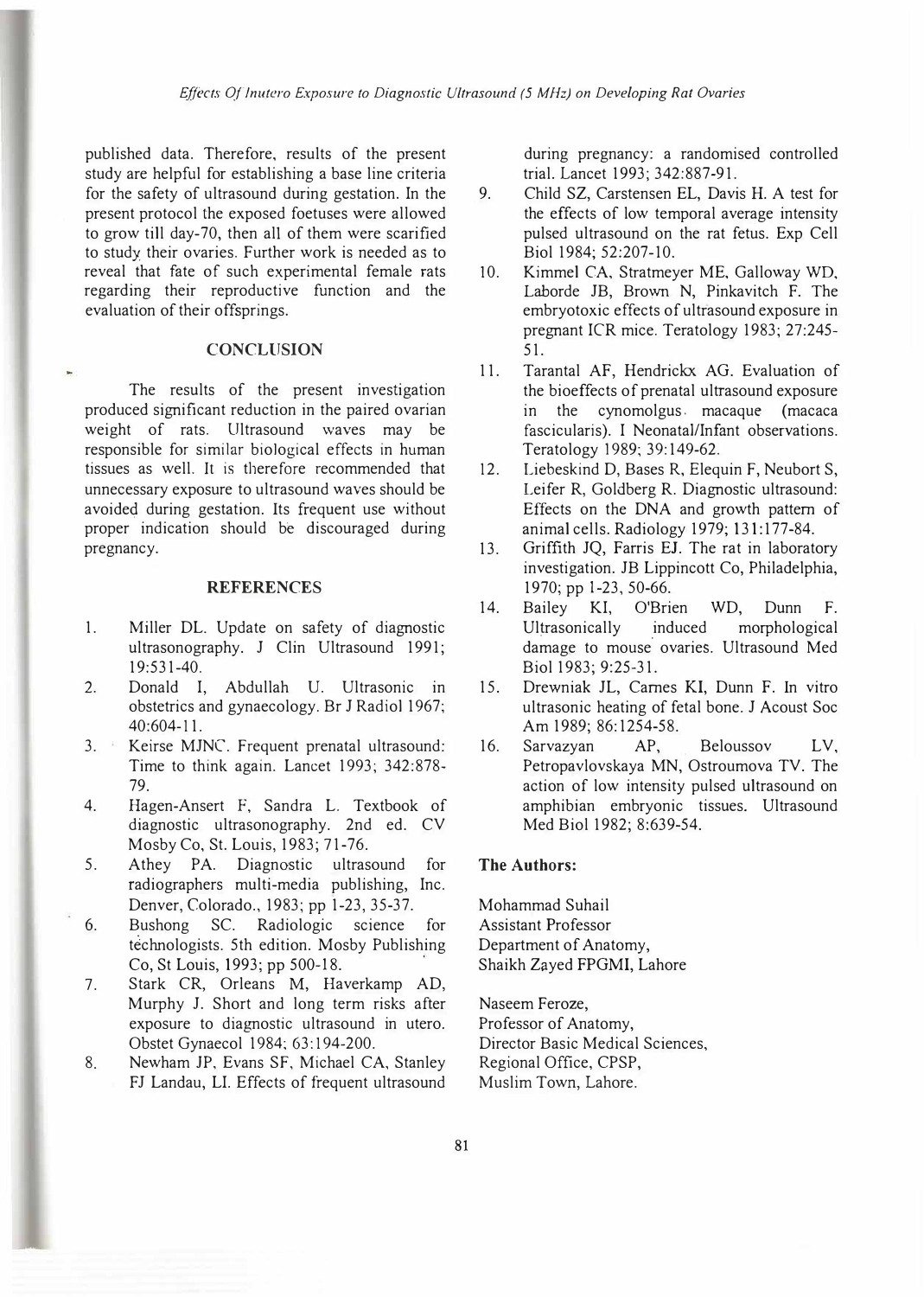published data. Therefore, results of the present study are helpful for establishing a base line criteria for the safety of ultrasound during gestation. In the present protocol the exposed foetuses were allowed to grow till day-70, then all of them were scarified to study their ovaries. Further work is needed as to reveal that fate of such experimental female rats regarding their reproductive function and the evaluation of their offsprings.

## CONCLUSION

The results of the present investigation produced significant reduction in the paired ovarian weight of rats. Ultrasound waves may be responsible for similar biological effects in human tissues as well. It is therefore recommended that unnecessary exposure to ultrasound waves should be avoided during gestation. Its frequent use without proper indication should be discouraged during pregnancy.

## REFERENCES

1. Miller DL. Update on safety of diagnostic ultrasonography. J Clin Ultrasound 1991; 19:531-40.
2. Donald I, Abdullah U. Ultrasonic in obstetrics and gynaecology. Br J Radiol 1967; 40:604-11.
3. Keirse MJNC. Frequent prenatal ultrasound: Time to think again. Lancet 1993; 342:878-79.
4. Hagen-Ansert F, Sandra L. Textbook of diagnostic ultrasonography. 2nd ed. CV Mosby Co, St. Louis, 1983; 71-76.
5. Athey PA. Diagnostic ultrasound for radiographers multi-media publishing, Inc. Denver, Colorado., 1983; pp 1-23, 35-37.
6. Bushong SC. Radiologic science for technologists. 5th edition. Mosby Publishing Co, St Louis, 1993; pp 500-18.
7. Stark CR, Orleans M, Haverkamp AD, Murphy J. Short and long term risks after exposure to diagnostic ultrasound in utero. Obstet Gynaecol 1984; 63:194-200.
8. Newham JP, Evans SF, Michael CA, Stanley FJ Landau, LI. Effects of frequent ultrasound during pregnancy: a randomised controlled trial. Lancet 1993; 342:887-91.
9. Child SZ, Carstensen EL, Davis H. A test for the effects of low temporal average intensity pulsed ultrasound on the rat fetus. Exp Cell Biol 1984; 52:207-10.
10. Kimmel CA, Stratmeyer ME, Galloway WD, Laborde JB, Brown N, Pinkavitch F. The embryotoxic effects of ultrasound exposure in pregnant ICR mice. Teratology 1983; 27:245-51.
11. Tarantal AF, Hendrickx AG. Evaluation of the bioeffects of prenatal ultrasound exposure in the cynomolgus macaque (macaca fascicularis). I Neonatal/Infant observations. Teratology 1989; 39:149-62.
12. Liebeskind D, Bases R, Elequin F, Neubort S, Leifer R, Goldberg R. Diagnostic ultrasound: Effects on the DNA and growth pattern of animal cells. Radiology 1979; 131:177-84.
13. Griffith JQ, Farris EJ. The rat in laboratory investigation. JB Lippincott Co, Philadelphia, 1970; pp 1-23, 50-66.
14. Bailey KI, O'Brien WD, Dunn F. Ultrasonically induced morphological damage to mouse ovaries. Ultrasound Med Biol 1983; 9:25-31.
15. Drewniak JL, Carnes KI, Dunn F. In vitro ultrasonic heating of fetal bone. J Acoust Soc Am 1989; 86:1254-58.
16. Sarvazyan AP, Beloussov LV, Petropavlovskaya MN, Ostroumova TV. The action of low intensity pulsed ultrasound on amphibian embryonic tissues. Ultrasound Med Biol 1982; 8:639-54.

**The Authors:**

Mohammad Suhail
Assistant Professor
Department of Anatomy,
Shaikh Zayed FPGMI, Lahore

Naseem Feroze,
Professor of Anatomy,
Director Basic Medical Sciences,
Regional Office, CPSP,
Muslim Town, Lahore.